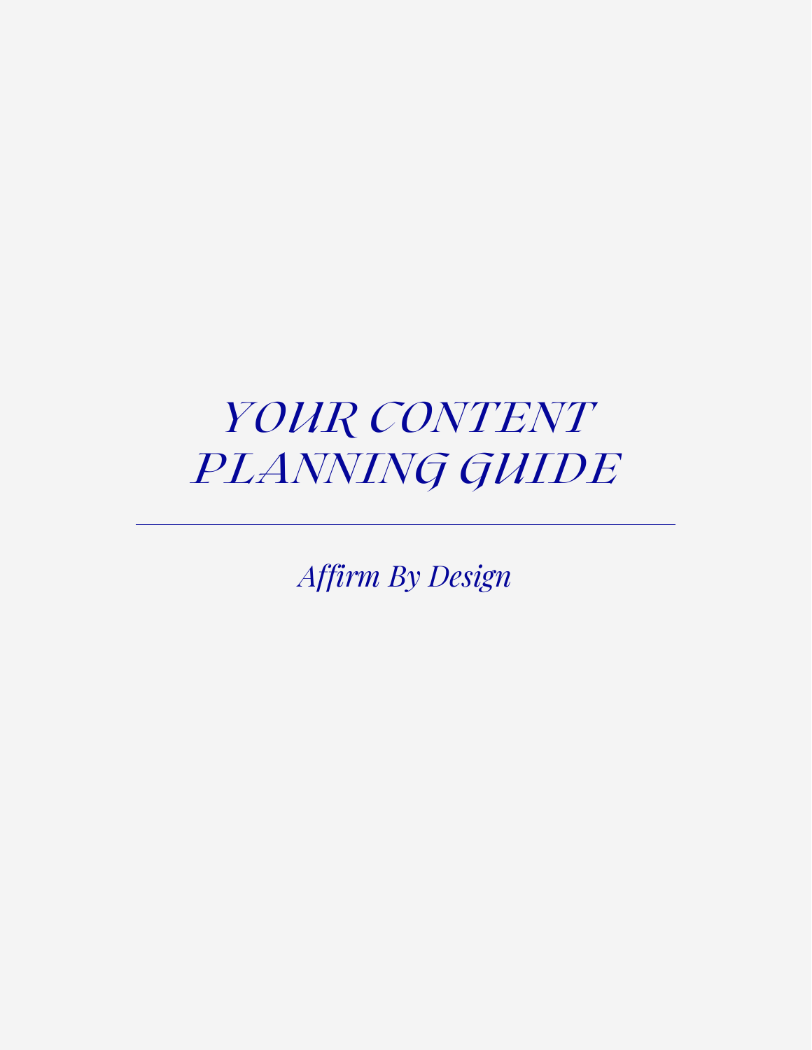# YOUR CONTENT PLANNING GUIDE

---

*Affirm By Design*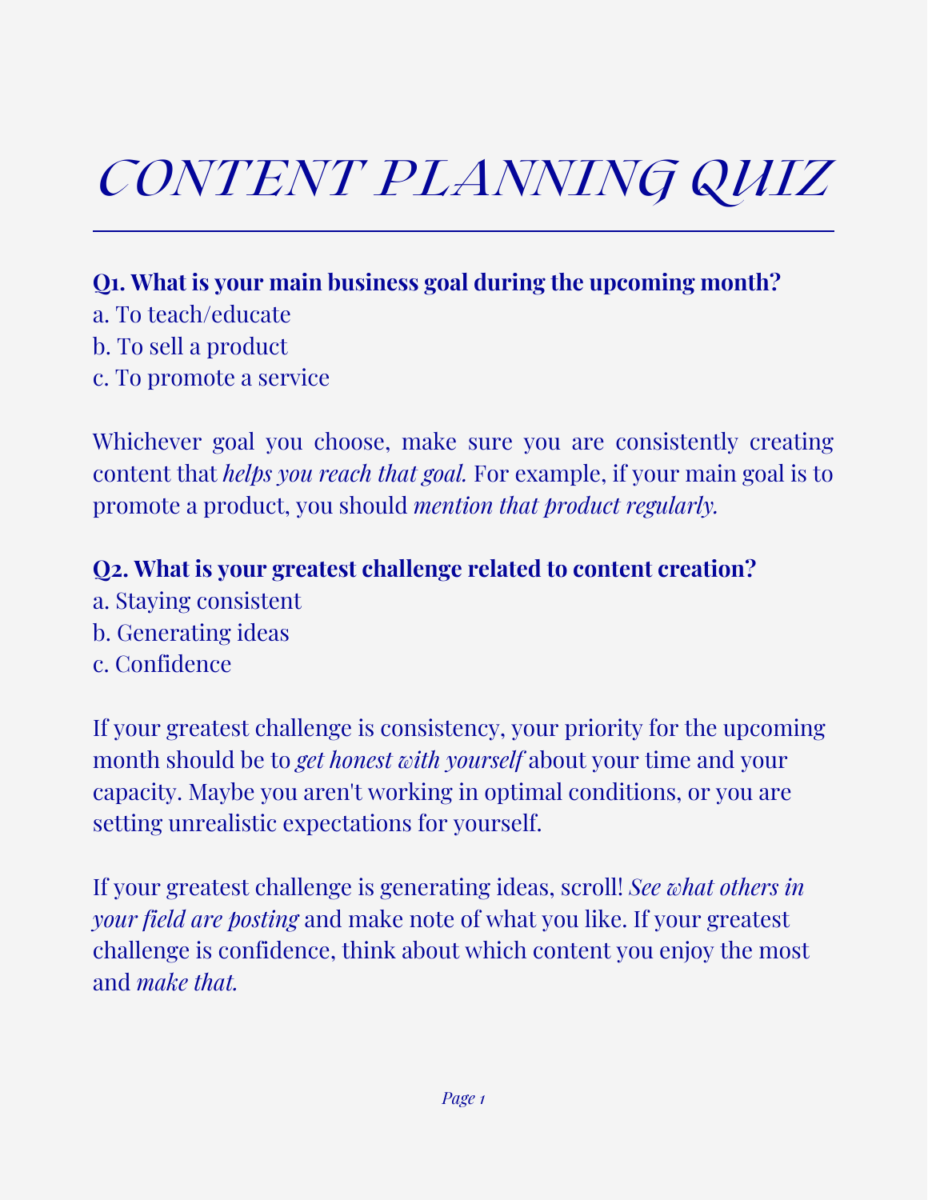# CONTENT PLANNING QUIZ

---

**Q1. What is your main business goal during the upcoming month?**

a. To teach/educate
b. To sell a product
c. To promote a service

Whichever goal you choose, make sure you are consistently creating content that *helps you reach that goal.* For example, if your main goal is to promote a product, you should *mention that product regularly.*

**Q2. What is your greatest challenge related to content creation?**

a. Staying consistent
b. Generating ideas
c. Confidence

If your greatest challenge is consistency, your priority for the upcoming month should be to *get honest with yourself* about your time and your capacity. Maybe you aren't working in optimal conditions, or you are setting unrealistic expectations for yourself.

If your greatest challenge is generating ideas, scroll! *See what others in your field are posting* and make note of what you like. If your greatest challenge is confidence, think about which content you enjoy the most and *make that.*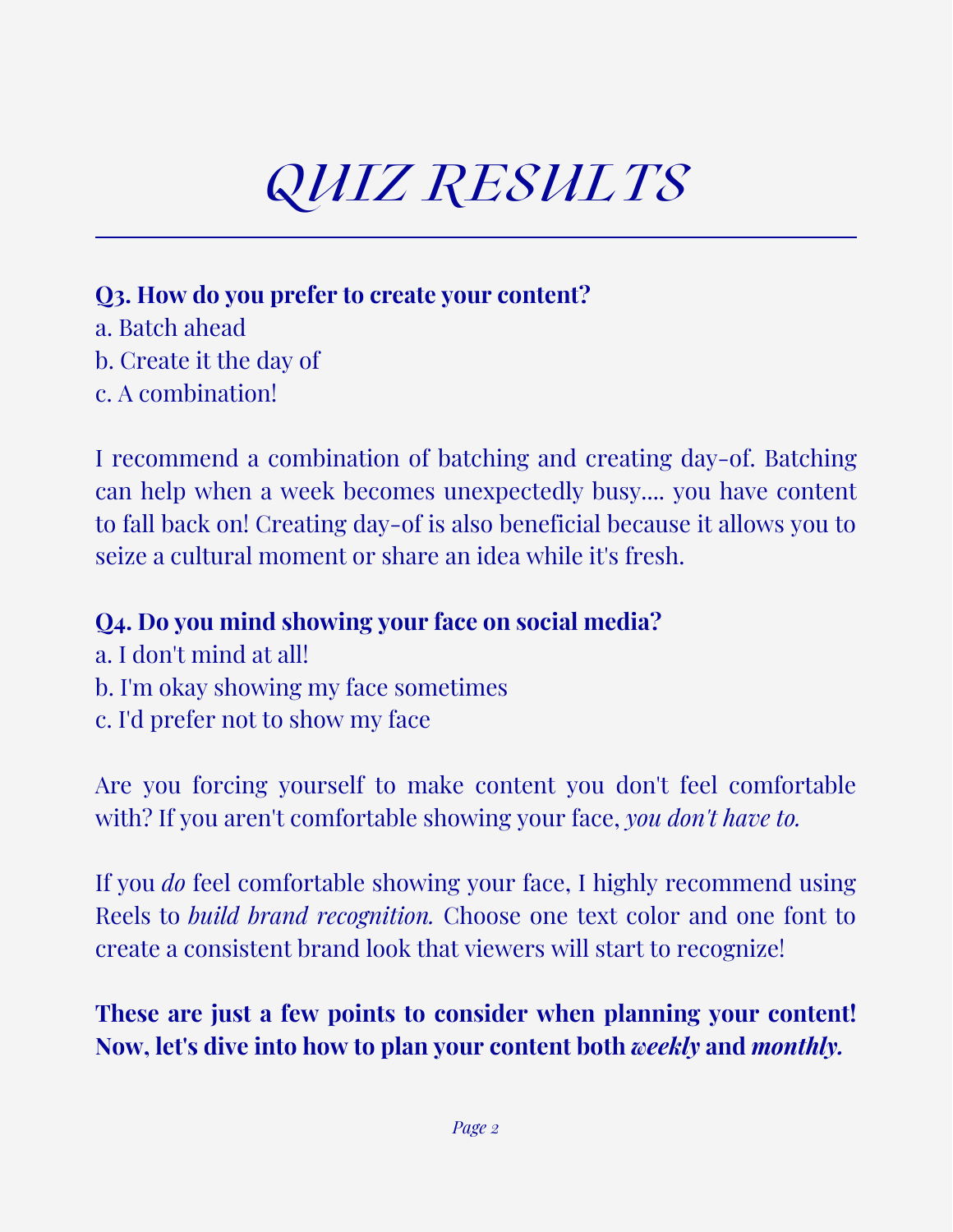# QUIZ RESULTS

---

**Q3. How do you prefer to create your content?**
a. Batch ahead
b. Create it the day of
c. A combination!

I recommend a combination of batching and creating day-of. Batching can help when a week becomes unexpectedly busy.... you have content to fall back on! Creating day-of is also beneficial because it allows you to seize a cultural moment or share an idea while it's fresh.

**Q4. Do you mind showing your face on social media?**
a. I don't mind at all!
b. I'm okay showing my face sometimes
c. I'd prefer not to show my face

Are you forcing yourself to make content you don't feel comfortable with? If you aren't comfortable showing your face, *you don't have to.*

If you *do* feel comfortable showing your face, I highly recommend using Reels to *build brand recognition.* Choose one text color and one font to create a consistent brand look that viewers will start to recognize!

**These are just a few points to consider when planning your content! Now, let's dive into how to plan your content both *weekly* and *monthly.***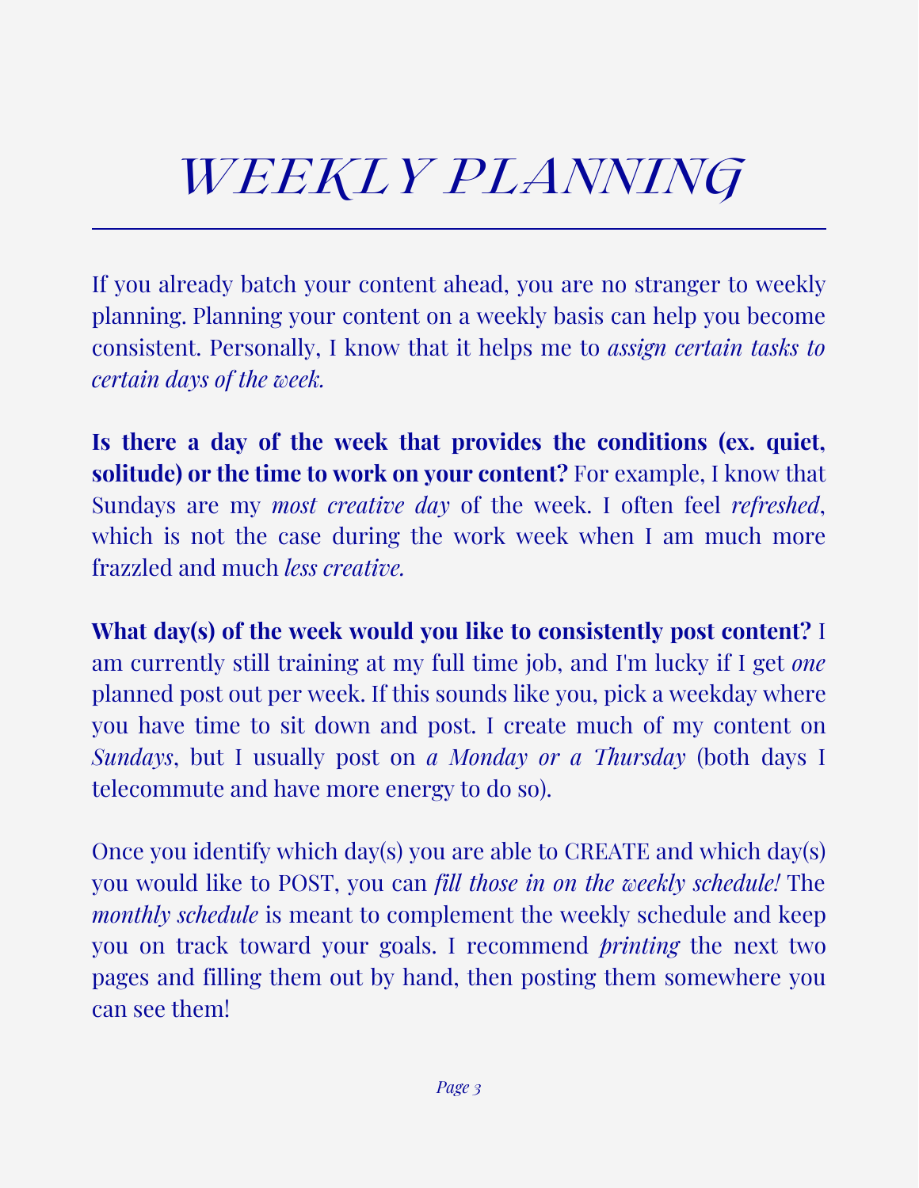# WEEKLY PLANNING

If you already batch your content ahead, you are no stranger to weekly planning. Planning your content on a weekly basis can help you become consistent. Personally, I know that it helps me to *assign certain tasks to certain days of the week.*

**Is there a day of the week that provides the conditions (ex. quiet, solitude) or the time to work on your content?** For example, I know that Sundays are my *most creative day* of the week. I often feel *refreshed*, which is not the case during the work week when I am much more frazzled and much *less creative.*

**What day(s) of the week would you like to consistently post content?** I am currently still training at my full time job, and I'm lucky if I get *one* planned post out per week. If this sounds like you, pick a weekday where you have time to sit down and post. I create much of my content on *Sundays*, but I usually post on *a Monday or a Thursday* (both days I telecommute and have more energy to do so).

Once you identify which day(s) you are able to CREATE and which day(s) you would like to POST, you can *fill those in on the weekly schedule!* The *monthly schedule* is meant to complement the weekly schedule and keep you on track toward your goals. I recommend *printing* the next two pages and filling them out by hand, then posting them somewhere you can see them!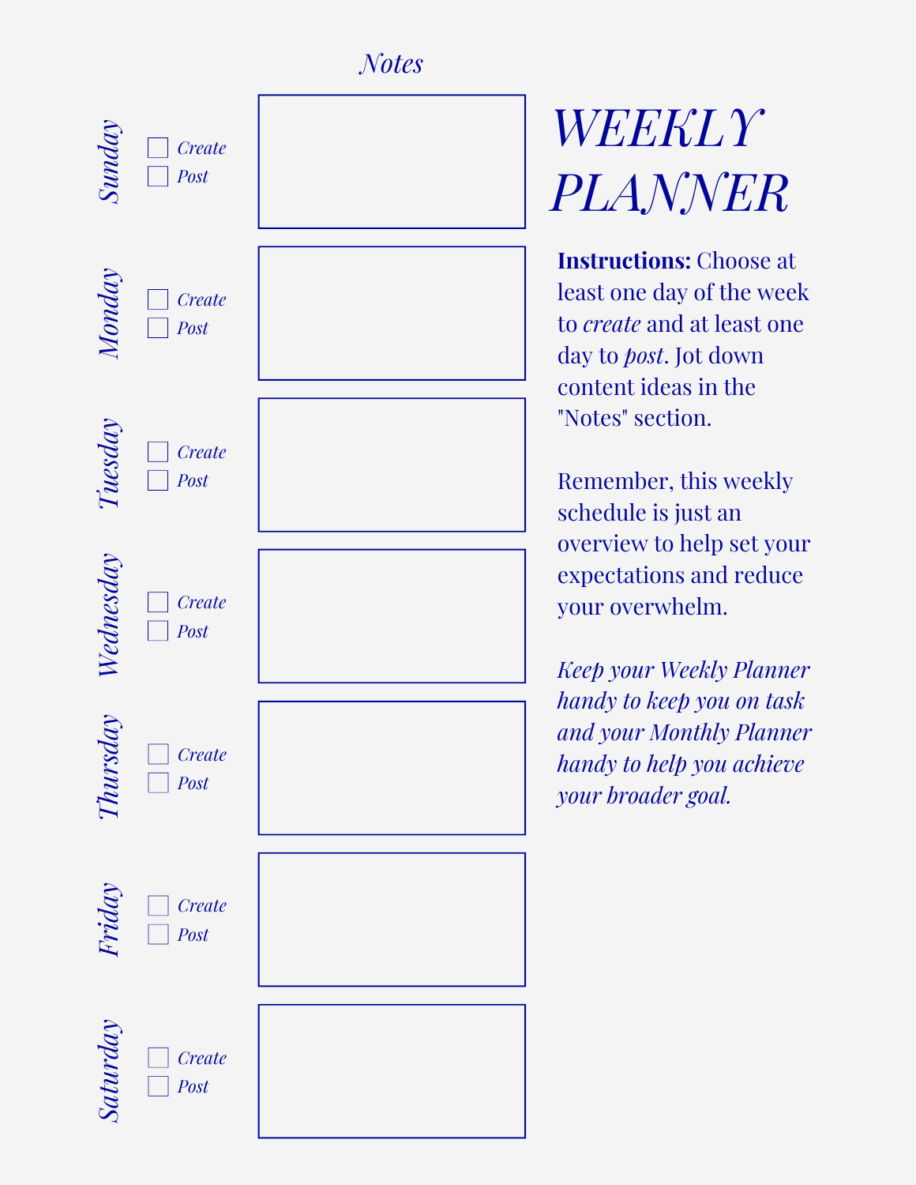# WEEKLY PLANNER

**Instructions:** Choose at least one day of the week to *create* and at least one day to *post*. Jot down content ideas in the "Notes" section.

Remember, this weekly schedule is just an overview to help set your expectations and reduce your overwhelm.

*Keep your Weekly Planner handy to keep you on task and your Monthly Planner handy to help you achieve your broader goal.*

| Day | | Notes |
| --- | --- | --- |
| *Sunday* | ☐ *Create*<br>☐ *Post* | |
| *Monday* | ☐ *Create*<br>☐ *Post* | |
| *Tuesday* | ☐ *Create*<br>☐ *Post* | |
| *Wednesday* | ☐ *Create*<br>☐ *Post* | |
| *Thursday* | ☐ *Create*<br>☐ *Post* | |
| *Friday* | ☐ *Create*<br>☐ *Post* | |
| *Saturday* | ☐ *Create*<br>☐ *Post* | |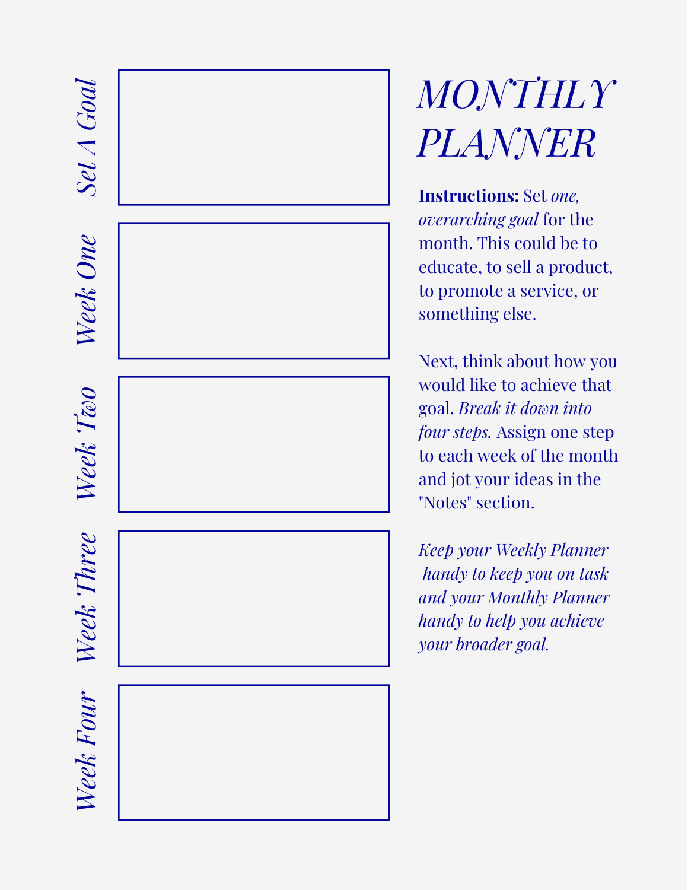# *MONTHLY PLANNER*

**Instructions:** Set *one, overarching goal* for the month. This could be to educate, to sell a product, to promote a service, or something else.

Next, think about how you would like to achieve that goal. *Break it down into four steps.* Assign one step to each week of the month and jot your ideas in the "Notes" section.

*Keep your Weekly Planner handy to keep you on task and your Monthly Planner handy to help you achieve your broader goal.*

*Set A Goal*

*Week One*

*Week Two*

*Week Three*

*Week Four*